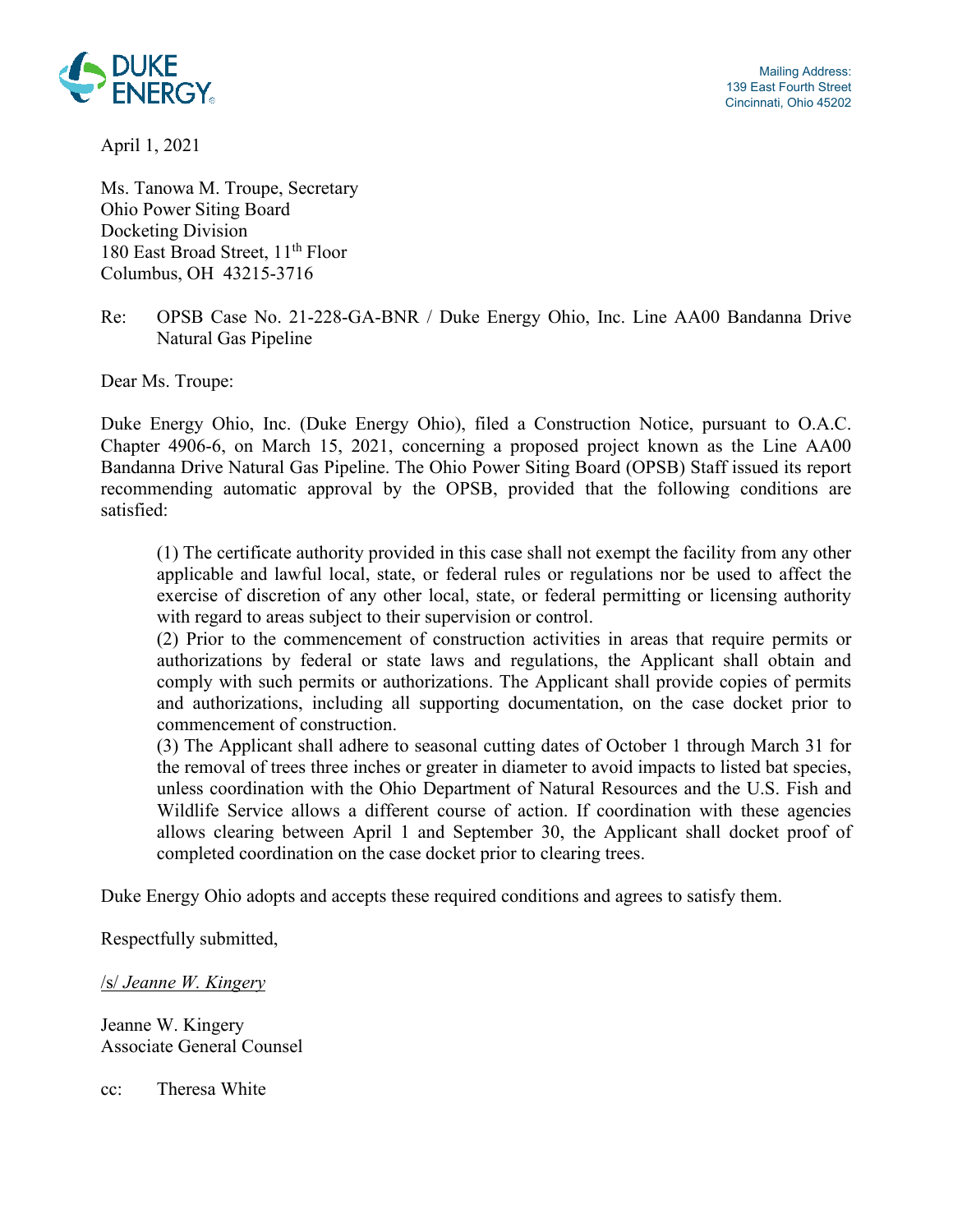DUKE ENERGY

Mailing Address:
139 East Fourth Street
Cincinnati, Ohio 45202

April 1, 2021

Ms. Tanowa M. Troupe, Secretary
Ohio Power Siting Board
Docketing Division
180 East Broad Street, 11th Floor
Columbus, OH 43215-3716

Re: OPSB Case No. 21-228-GA-BNR / Duke Energy Ohio, Inc. Line AA00 Bandanna Drive Natural Gas Pipeline

Dear Ms. Troupe:

Duke Energy Ohio, Inc. (Duke Energy Ohio), filed a Construction Notice, pursuant to O.A.C. Chapter 4906-6, on March 15, 2021, concerning a proposed project known as the Line AA00 Bandanna Drive Natural Gas Pipeline. The Ohio Power Siting Board (OPSB) Staff issued its report recommending automatic approval by the OPSB, provided that the following conditions are satisfied:

> (1) The certificate authority provided in this case shall not exempt the facility from any other applicable and lawful local, state, or federal rules or regulations nor be used to affect the exercise of discretion of any other local, state, or federal permitting or licensing authority with regard to areas subject to their supervision or control.
> (2) Prior to the commencement of construction activities in areas that require permits or authorizations by federal or state laws and regulations, the Applicant shall obtain and comply with such permits or authorizations. The Applicant shall provide copies of permits and authorizations, including all supporting documentation, on the case docket prior to commencement of construction.
> (3) The Applicant shall adhere to seasonal cutting dates of October 1 through March 31 for the removal of trees three inches or greater in diameter to avoid impacts to listed bat species, unless coordination with the Ohio Department of Natural Resources and the U.S. Fish and Wildlife Service allows a different course of action. If coordination with these agencies allows clearing between April 1 and September 30, the Applicant shall docket proof of completed coordination on the case docket prior to clearing trees.

Duke Energy Ohio adopts and accepts these required conditions and agrees to satisfy them.

Respectfully submitted,

/s/ *Jeanne W. Kingery*

Jeanne W. Kingery
Associate General Counsel

cc: Theresa White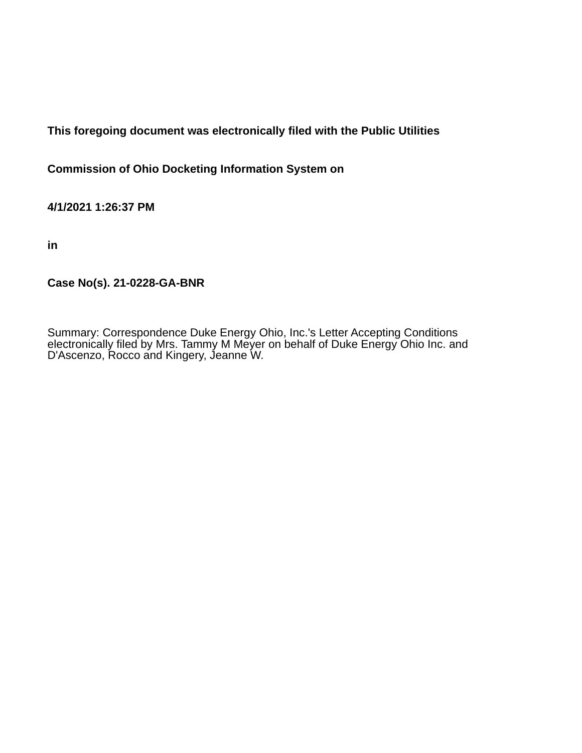**This foregoing document was electronically filed with the Public Utilities**

**Commission of Ohio Docketing Information System on**

**4/1/2021 1:26:37 PM**

**in**

**Case No(s). 21-0228-GA-BNR**

Summary: Correspondence Duke Energy Ohio, Inc.'s Letter Accepting Conditions electronically filed by Mrs. Tammy M Meyer on behalf of Duke Energy Ohio Inc. and D'Ascenzo, Rocco and Kingery, Jeanne W.